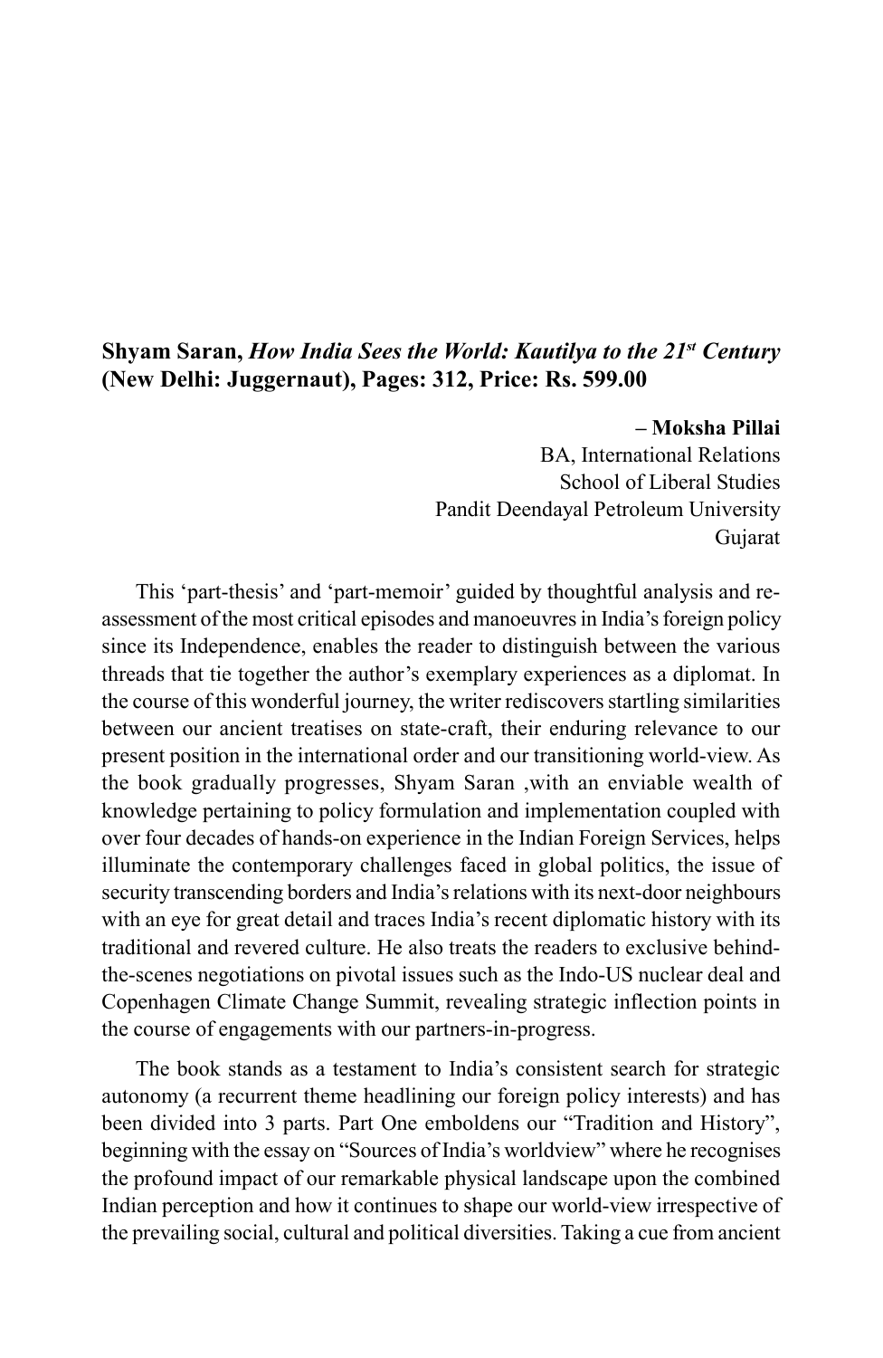**Shyam Saran, *How India Sees the World: Kautilya to the 21st Century* (New Delhi: Juggernaut), Pages: 312, Price: Rs. 599.00**

**– Moksha Pillai**
BA, International Relations
School of Liberal Studies
Pandit Deendayal Petroleum University
Gujarat

This 'part-thesis' and 'part-memoir' guided by thoughtful analysis and re-assessment of the most critical episodes and manoeuvres in India's foreign policy since its Independence, enables the reader to distinguish between the various threads that tie together the author's exemplary experiences as a diplomat. In the course of this wonderful journey, the writer rediscovers startling similarities between our ancient treatises on state-craft, their enduring relevance to our present position in the international order and our transitioning world-view. As the book gradually progresses, Shyam Saran ,with an enviable wealth of knowledge pertaining to policy formulation and implementation coupled with over four decades of hands-on experience in the Indian Foreign Services, helps illuminate the contemporary challenges faced in global politics, the issue of security transcending borders and India's relations with its next-door neighbours with an eye for great detail and traces India's recent diplomatic history with its traditional and revered culture. He also treats the readers to exclusive behind-the-scenes negotiations on pivotal issues such as the Indo-US nuclear deal and Copenhagen Climate Change Summit, revealing strategic inflection points in the course of engagements with our partners-in-progress.

The book stands as a testament to India's consistent search for strategic autonomy (a recurrent theme headlining our foreign policy interests) and has been divided into 3 parts. Part One emboldens our "Tradition and History", beginning with the essay on "Sources of India's worldview" where he recognises the profound impact of our remarkable physical landscape upon the combined Indian perception and how it continues to shape our world-view irrespective of the prevailing social, cultural and political diversities. Taking a cue from ancient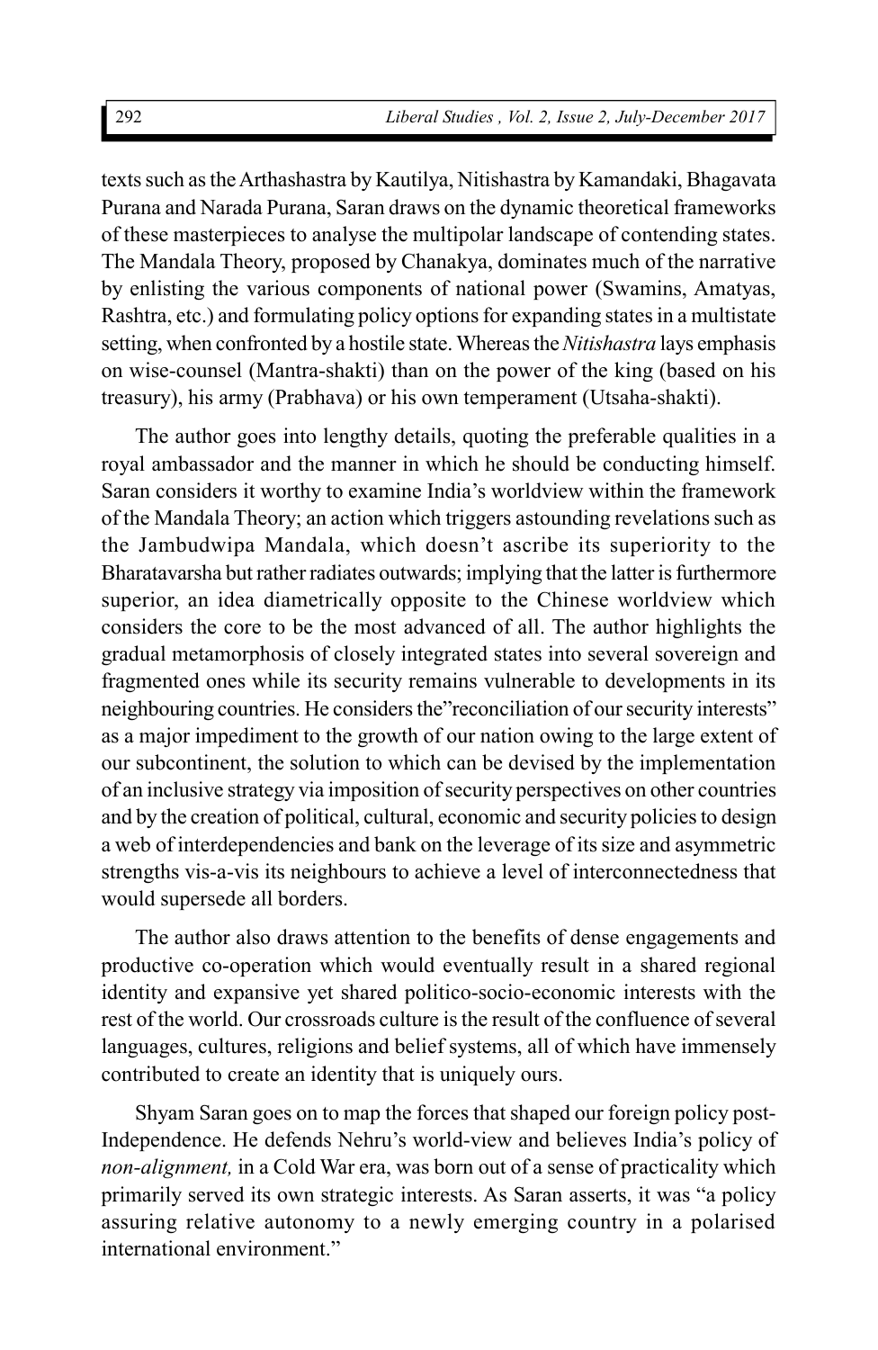texts such as the Arthashastra by Kautilya, Nitishastra by Kamandaki, Bhagavata Purana and Narada Purana, Saran draws on the dynamic theoretical frameworks of these masterpieces to analyse the multipolar landscape of contending states. The Mandala Theory, proposed by Chanakya, dominates much of the narrative by enlisting the various components of national power (Swamins, Amatyas, Rashtra, etc.) and formulating policy options for expanding states in a multistate setting, when confronted by a hostile state. Whereas the *Nitishastra* lays emphasis on wise-counsel (Mantra-shakti) than on the power of the king (based on his treasury), his army (Prabhava) or his own temperament (Utsaha-shakti).

The author goes into lengthy details, quoting the preferable qualities in a royal ambassador and the manner in which he should be conducting himself. Saran considers it worthy to examine India's worldview within the framework of the Mandala Theory; an action which triggers astounding revelations such as the Jambudwipa Mandala, which doesn't ascribe its superiority to the Bharatavarsha but rather radiates outwards; implying that the latter is furthermore superior, an idea diametrically opposite to the Chinese worldview which considers the core to be the most advanced of all. The author highlights the gradual metamorphosis of closely integrated states into several sovereign and fragmented ones while its security remains vulnerable to developments in its neighbouring countries. He considers the"reconciliation of our security interests" as a major impediment to the growth of our nation owing to the large extent of our subcontinent, the solution to which can be devised by the implementation of an inclusive strategy via imposition of security perspectives on other countries and by the creation of political, cultural, economic and security policies to design a web of interdependencies and bank on the leverage of its size and asymmetric strengths vis-a-vis its neighbours to achieve a level of interconnectedness that would supersede all borders.

The author also draws attention to the benefits of dense engagements and productive co-operation which would eventually result in a shared regional identity and expansive yet shared politico-socio-economic interests with the rest of the world. Our crossroads culture is the result of the confluence of several languages, cultures, religions and belief systems, all of which have immensely contributed to create an identity that is uniquely ours.

Shyam Saran goes on to map the forces that shaped our foreign policy post-Independence. He defends Nehru's world-view and believes India's policy of *non-alignment,* in a Cold War era, was born out of a sense of practicality which primarily served its own strategic interests. As Saran asserts, it was "a policy assuring relative autonomy to a newly emerging country in a polarised international environment."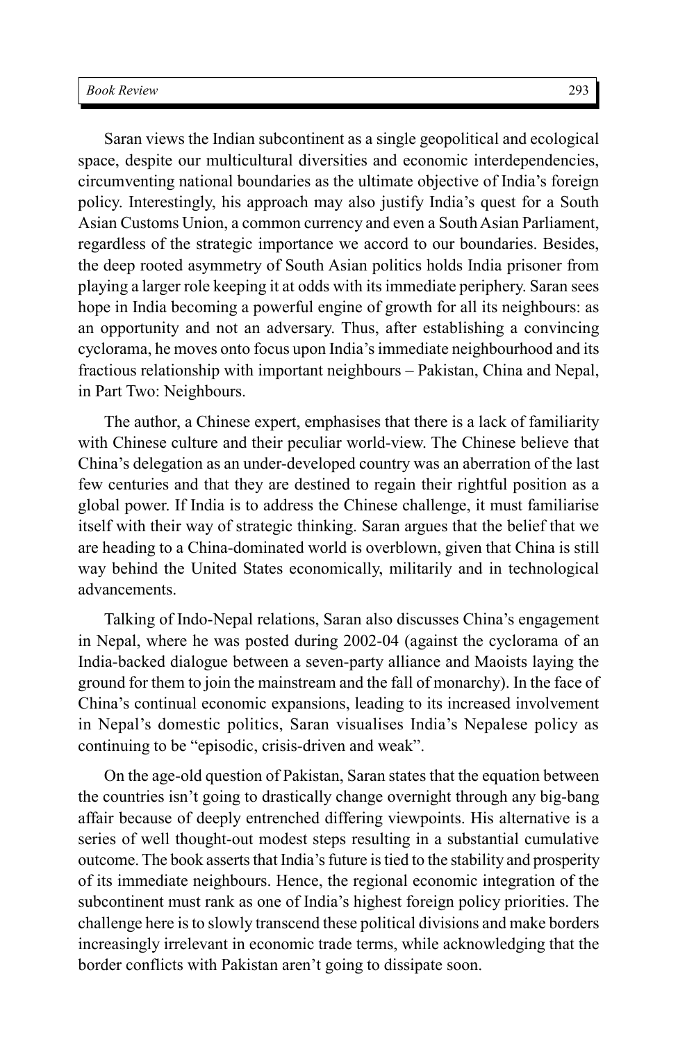Saran views the Indian subcontinent as a single geopolitical and ecological space, despite our multicultural diversities and economic interdependencies, circumventing national boundaries as the ultimate objective of India's foreign policy. Interestingly, his approach may also justify India's quest for a South Asian Customs Union, a common currency and even a South Asian Parliament, regardless of the strategic importance we accord to our boundaries. Besides, the deep rooted asymmetry of South Asian politics holds India prisoner from playing a larger role keeping it at odds with its immediate periphery. Saran sees hope in India becoming a powerful engine of growth for all its neighbours: as an opportunity and not an adversary. Thus, after establishing a convincing cyclorama, he moves onto focus upon India's immediate neighbourhood and its fractious relationship with important neighbours – Pakistan, China and Nepal, in Part Two: Neighbours.

The author, a Chinese expert, emphasises that there is a lack of familiarity with Chinese culture and their peculiar world-view. The Chinese believe that China's delegation as an under-developed country was an aberration of the last few centuries and that they are destined to regain their rightful position as a global power. If India is to address the Chinese challenge, it must familiarise itself with their way of strategic thinking. Saran argues that the belief that we are heading to a China-dominated world is overblown, given that China is still way behind the United States economically, militarily and in technological advancements.

Talking of Indo-Nepal relations, Saran also discusses China's engagement in Nepal, where he was posted during 2002-04 (against the cyclorama of an India-backed dialogue between a seven-party alliance and Maoists laying the ground for them to join the mainstream and the fall of monarchy). In the face of China's continual economic expansions, leading to its increased involvement in Nepal's domestic politics, Saran visualises India's Nepalese policy as continuing to be "episodic, crisis-driven and weak".

On the age-old question of Pakistan, Saran states that the equation between the countries isn't going to drastically change overnight through any big-bang affair because of deeply entrenched differing viewpoints. His alternative is a series of well thought-out modest steps resulting in a substantial cumulative outcome. The book asserts that India's future is tied to the stability and prosperity of its immediate neighbours. Hence, the regional economic integration of the subcontinent must rank as one of India's highest foreign policy priorities. The challenge here is to slowly transcend these political divisions and make borders increasingly irrelevant in economic trade terms, while acknowledging that the border conflicts with Pakistan aren't going to dissipate soon.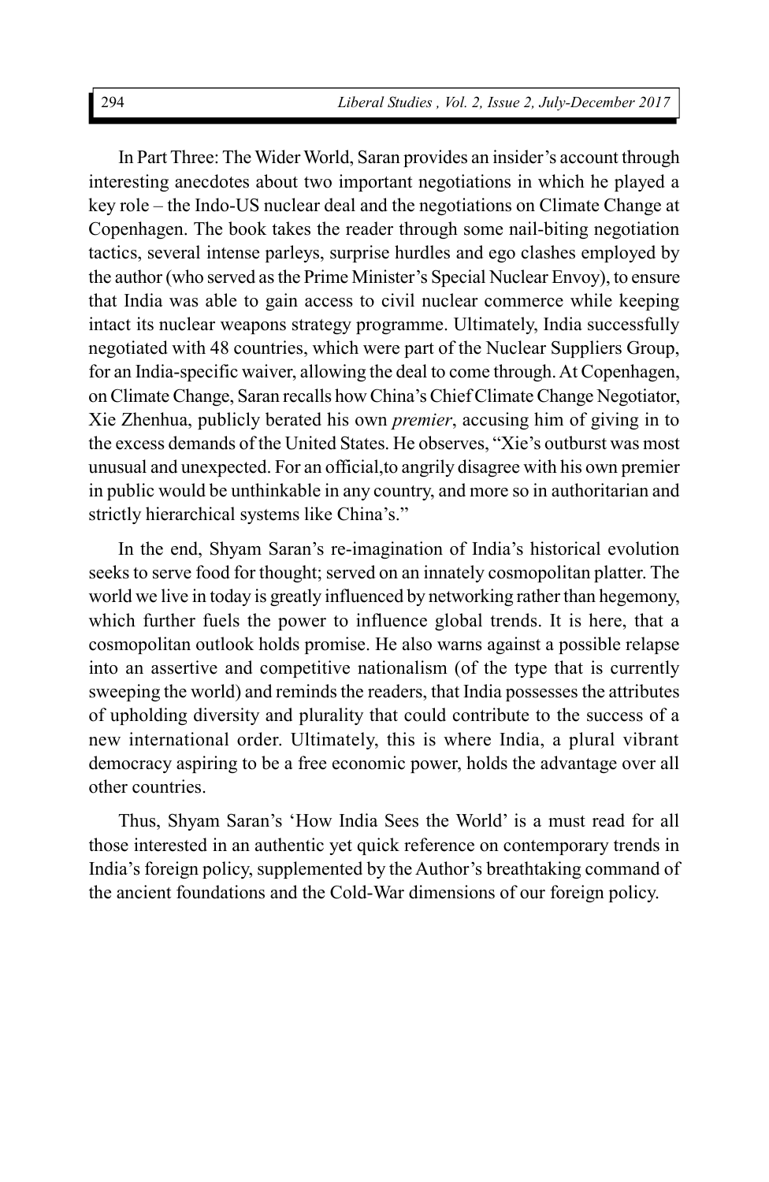In Part Three: The Wider World, Saran provides an insider's account through interesting anecdotes about two important negotiations in which he played a key role – the Indo-US nuclear deal and the negotiations on Climate Change at Copenhagen. The book takes the reader through some nail-biting negotiation tactics, several intense parleys, surprise hurdles and ego clashes employed by the author (who served as the Prime Minister's Special Nuclear Envoy), to ensure that India was able to gain access to civil nuclear commerce while keeping intact its nuclear weapons strategy programme. Ultimately, India successfully negotiated with 48 countries, which were part of the Nuclear Suppliers Group, for an India-specific waiver, allowing the deal to come through. At Copenhagen, on Climate Change, Saran recalls how China's Chief Climate Change Negotiator, Xie Zhenhua, publicly berated his own *premier*, accusing him of giving in to the excess demands of the United States. He observes, "Xie's outburst was most unusual and unexpected. For an official,to angrily disagree with his own premier in public would be unthinkable in any country, and more so in authoritarian and strictly hierarchical systems like China's."

In the end, Shyam Saran's re-imagination of India's historical evolution seeks to serve food for thought; served on an innately cosmopolitan platter. The world we live in today is greatly influenced by networking rather than hegemony, which further fuels the power to influence global trends. It is here, that a cosmopolitan outlook holds promise. He also warns against a possible relapse into an assertive and competitive nationalism (of the type that is currently sweeping the world) and reminds the readers, that India possesses the attributes of upholding diversity and plurality that could contribute to the success of a new international order. Ultimately, this is where India, a plural vibrant democracy aspiring to be a free economic power, holds the advantage over all other countries.

Thus, Shyam Saran's 'How India Sees the World' is a must read for all those interested in an authentic yet quick reference on contemporary trends in India's foreign policy, supplemented by the Author's breathtaking command of the ancient foundations and the Cold-War dimensions of our foreign policy.